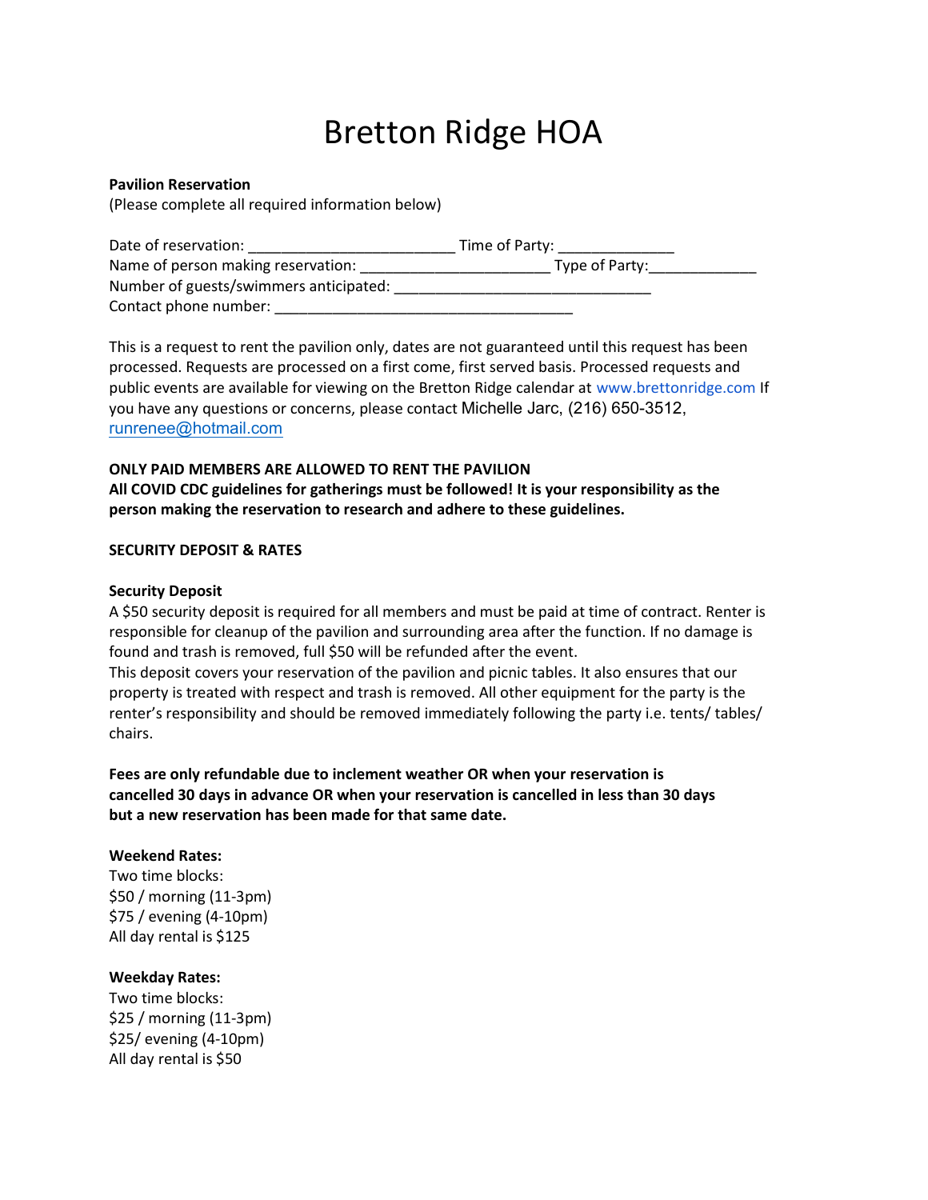# Bretton Ridge HOA

**Pavilion Reservation**
(Please complete all required information below)

Date of reservation: ________________________ Time of Party: ______________
Name of person making reservation: ______________________ Type of Party:____________
Number of guests/swimmers anticipated: ______________________________
Contact phone number: ___________________________________

This is a request to rent the pavilion only, dates are not guaranteed until this request has been processed. Requests are processed on a first come, first served basis. Processed requests and public events are available for viewing on the Bretton Ridge calendar at www.brettonridge.com If you have any questions or concerns, please contact Michelle Jarc, (216) 650-3512, runrenee@hotmail.com

**ONLY PAID MEMBERS ARE ALLOWED TO RENT THE PAVILION**
**All COVID CDC guidelines for gatherings must be followed! It is your responsibility as the person making the reservation to research and adhere to these guidelines.**

**SECURITY DEPOSIT & RATES**

**Security Deposit**
A $50 security deposit is required for all members and must be paid at time of contract. Renter is responsible for cleanup of the pavilion and surrounding area after the function. If no damage is found and trash is removed, full $50 will be refunded after the event.
This deposit covers your reservation of the pavilion and picnic tables. It also ensures that our property is treated with respect and trash is removed. All other equipment for the party is the renter's responsibility and should be removed immediately following the party i.e. tents/ tables/ chairs.

**Fees are only refundable due to inclement weather OR when your reservation is cancelled 30 days in advance OR when your reservation is cancelled in less than 30 days but a new reservation has been made for that same date.**

**Weekend Rates:**
Two time blocks:
$50 / morning (11-3pm)
$75 / evening (4-10pm)
All day rental is $125

**Weekday Rates:**
Two time blocks:
$25 / morning (11-3pm)
$25/ evening (4-10pm)
All day rental is $50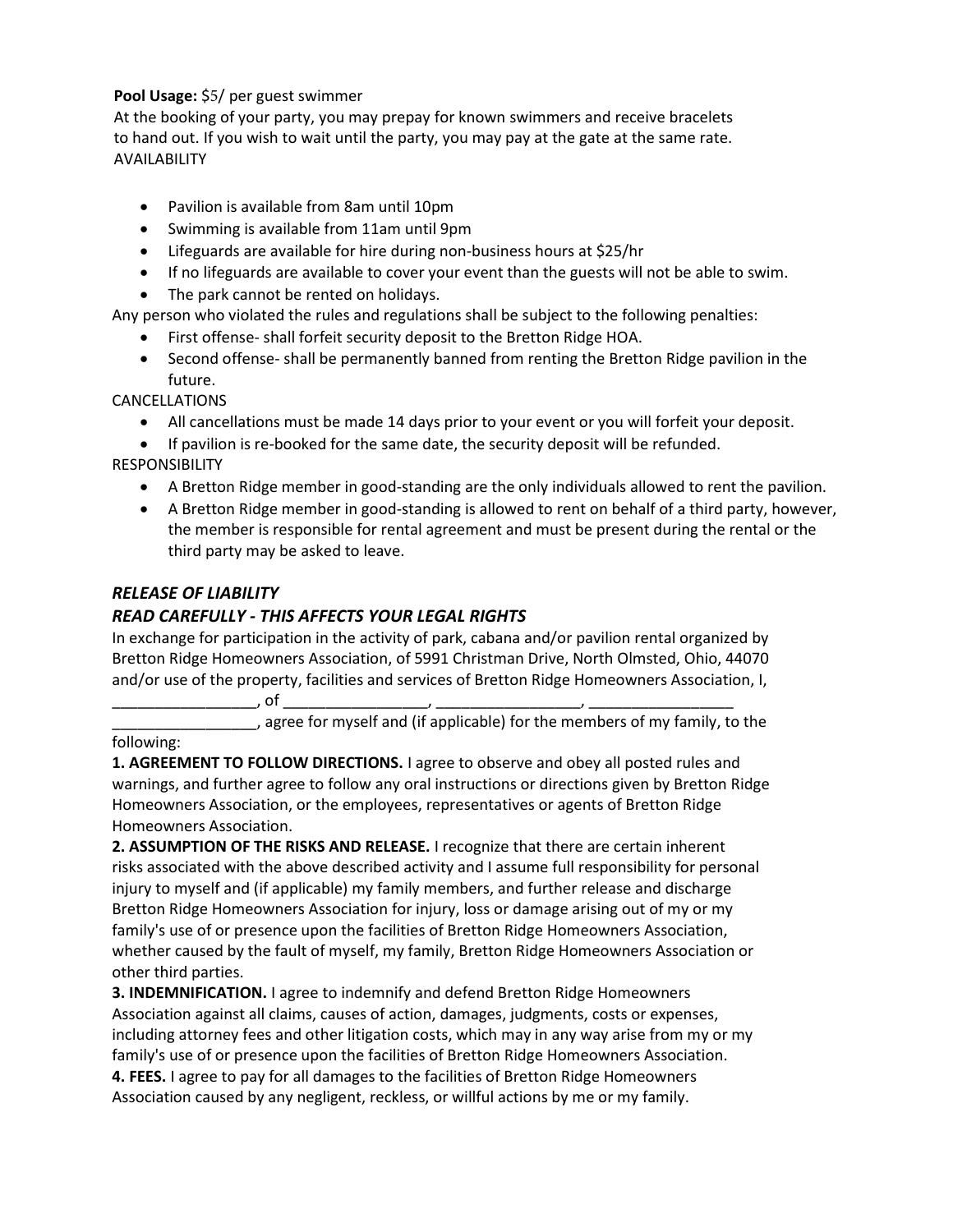**Pool Usage:** $5/ per guest swimmer

At the booking of your party, you may prepay for known swimmers and receive bracelets to hand out. If you wish to wait until the party, you may pay at the gate at the same rate.

AVAILABILITY

- Pavilion is available from 8am until 10pm
- Swimming is available from 11am until 9pm
- Lifeguards are available for hire during non-business hours at $25/hr
- If no lifeguards are available to cover your event than the guests will not be able to swim.
- The park cannot be rented on holidays.

Any person who violated the rules and regulations shall be subject to the following penalties:

- First offense- shall forfeit security deposit to the Bretton Ridge HOA.
- Second offense- shall be permanently banned from renting the Bretton Ridge pavilion in the future.

CANCELLATIONS

- All cancellations must be made 14 days prior to your event or you will forfeit your deposit.
- If pavilion is re-booked for the same date, the security deposit will be refunded.

RESPONSIBILITY

- A Bretton Ridge member in good-standing are the only individuals allowed to rent the pavilion.
- A Bretton Ridge member in good-standing is allowed to rent on behalf of a third party, however, the member is responsible for rental agreement and must be present during the rental or the third party may be asked to leave.

## *RELEASE OF LIABILITY*

## *READ CAREFULLY - THIS AFFECTS YOUR LEGAL RIGHTS*

In exchange for participation in the activity of park, cabana and/or pavilion rental organized by Bretton Ridge Homeowners Association, of 5991 Christman Drive, North Olmsted, Ohio, 44070 and/or use of the property, facilities and services of Bretton Ridge Homeowners Association, I, _________________, of _________________, _________________, _________________ _________________, agree for myself and (if applicable) for the members of my family, to the following:

**1. AGREEMENT TO FOLLOW DIRECTIONS.** I agree to observe and obey all posted rules and warnings, and further agree to follow any oral instructions or directions given by Bretton Ridge Homeowners Association, or the employees, representatives or agents of Bretton Ridge Homeowners Association.

**2. ASSUMPTION OF THE RISKS AND RELEASE.** I recognize that there are certain inherent risks associated with the above described activity and I assume full responsibility for personal injury to myself and (if applicable) my family members, and further release and discharge Bretton Ridge Homeowners Association for injury, loss or damage arising out of my or my family's use of or presence upon the facilities of Bretton Ridge Homeowners Association, whether caused by the fault of myself, my family, Bretton Ridge Homeowners Association or other third parties.

**3. INDEMNIFICATION.** I agree to indemnify and defend Bretton Ridge Homeowners Association against all claims, causes of action, damages, judgments, costs or expenses, including attorney fees and other litigation costs, which may in any way arise from my or my family's use of or presence upon the facilities of Bretton Ridge Homeowners Association.

**4. FEES.** I agree to pay for all damages to the facilities of Bretton Ridge Homeowners Association caused by any negligent, reckless, or willful actions by me or my family.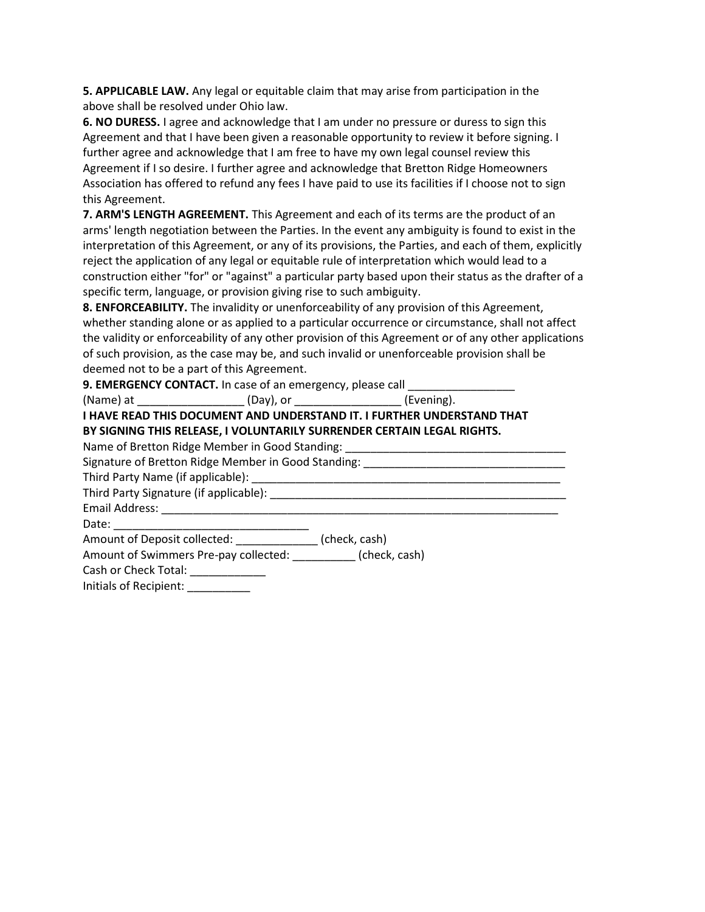**5. APPLICABLE LAW.** Any legal or equitable claim that may arise from participation in the above shall be resolved under Ohio law.

**6. NO DURESS.** I agree and acknowledge that I am under no pressure or duress to sign this Agreement and that I have been given a reasonable opportunity to review it before signing. I further agree and acknowledge that I am free to have my own legal counsel review this Agreement if I so desire. I further agree and acknowledge that Bretton Ridge Homeowners Association has offered to refund any fees I have paid to use its facilities if I choose not to sign this Agreement.

**7. ARM'S LENGTH AGREEMENT.** This Agreement and each of its terms are the product of an arms' length negotiation between the Parties. In the event any ambiguity is found to exist in the interpretation of this Agreement, or any of its provisions, the Parties, and each of them, explicitly reject the application of any legal or equitable rule of interpretation which would lead to a construction either "for" or "against" a particular party based upon their status as the drafter of a specific term, language, or provision giving rise to such ambiguity.

**8. ENFORCEABILITY.** The invalidity or unenforceability of any provision of this Agreement, whether standing alone or as applied to a particular occurrence or circumstance, shall not affect the validity or enforceability of any other provision of this Agreement or of any other applications of such provision, as the case may be, and such invalid or unenforceable provision shall be deemed not to be a part of this Agreement.

**9. EMERGENCY CONTACT.** In case of an emergency, please call _________________ (Name) at _________________ (Day), or _________________ (Evening).

**I HAVE READ THIS DOCUMENT AND UNDERSTAND IT. I FURTHER UNDERSTAND THAT BY SIGNING THIS RELEASE, I VOLUNTARILY SURRENDER CERTAIN LEGAL RIGHTS.**

Name of Bretton Ridge Member in Good Standing: ___________________________________

Signature of Bretton Ridge Member in Good Standing: _________________________________

Third Party Name (if applicable): __________________________________________________

Third Party Signature (if applicable): _______________________________________________

Email Address: _________________________________________________________________

Date: ______________________________

Amount of Deposit collected: _____________ (check, cash)

Amount of Swimmers Pre-pay collected: __________ (check, cash)

Cash or Check Total: ____________

Initials of Recipient: __________